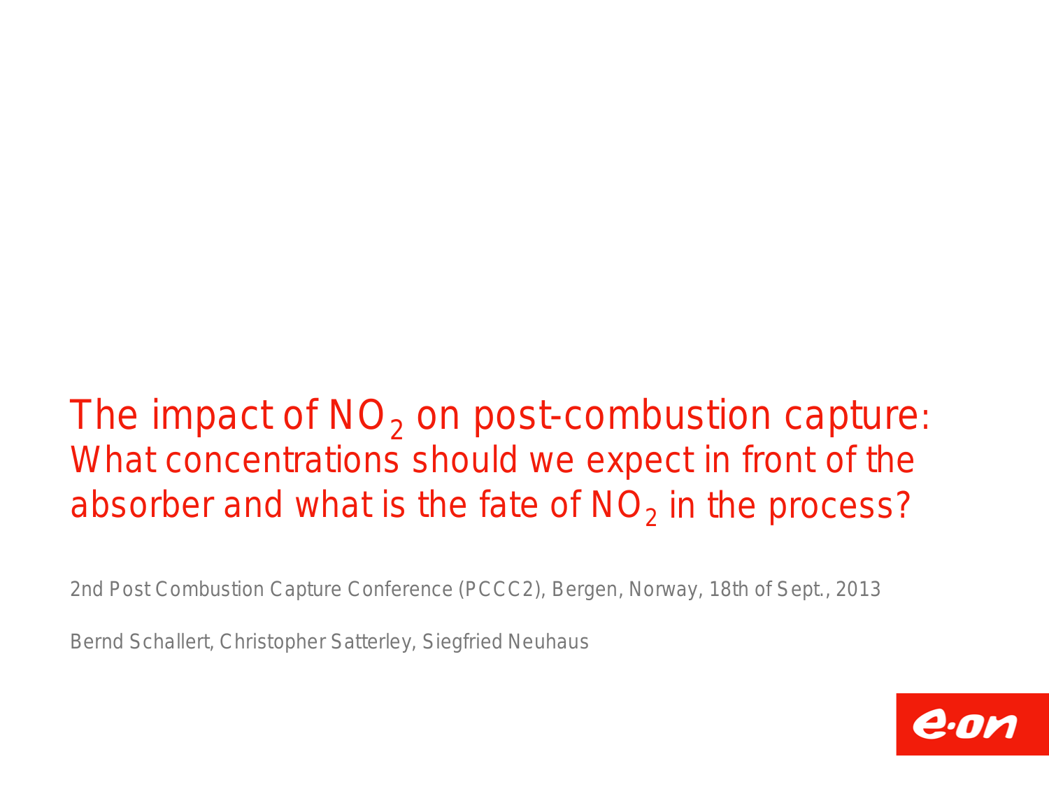# The impact of $NO_2$ on post-combustion capture:

## What concentrations should we expect in front of the absorber and what is the fate of $NO_2$ in the process?

2nd Post Combustion Capture Conference (PCCC2), Bergen, Norway, 18th of Sept., 2013

Bernd Schallert, Christopher Satterley, Siegfried Neuhaus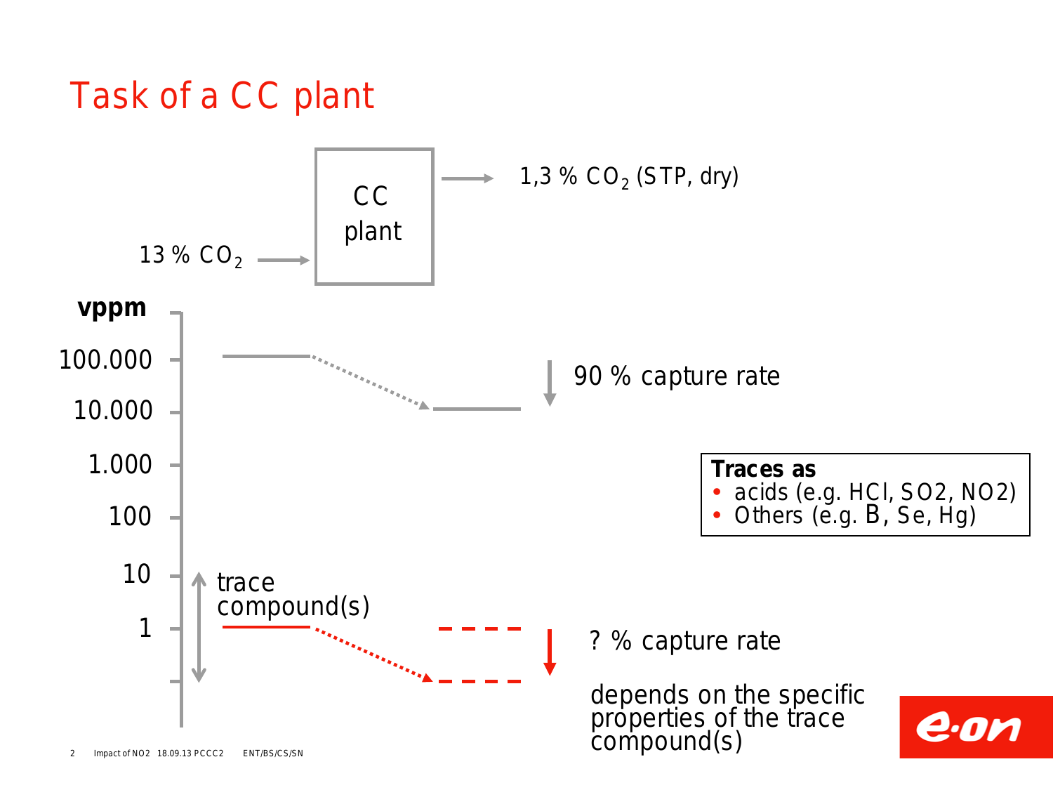# Task of a CC plant

13 % $CO_2$ → CC plant → 1,3 % $CO_2$ (STP, dry)

**vppm**

100.000

10.000

1.000

100

10

1

90 % capture rate

trace compound(s)

? % capture rate

depends on the specific properties of the trace compound(s)

**Traces as**
- acids (e.g. HCl, SO2, NO2)
- Others (e.g. B, Se, Hg)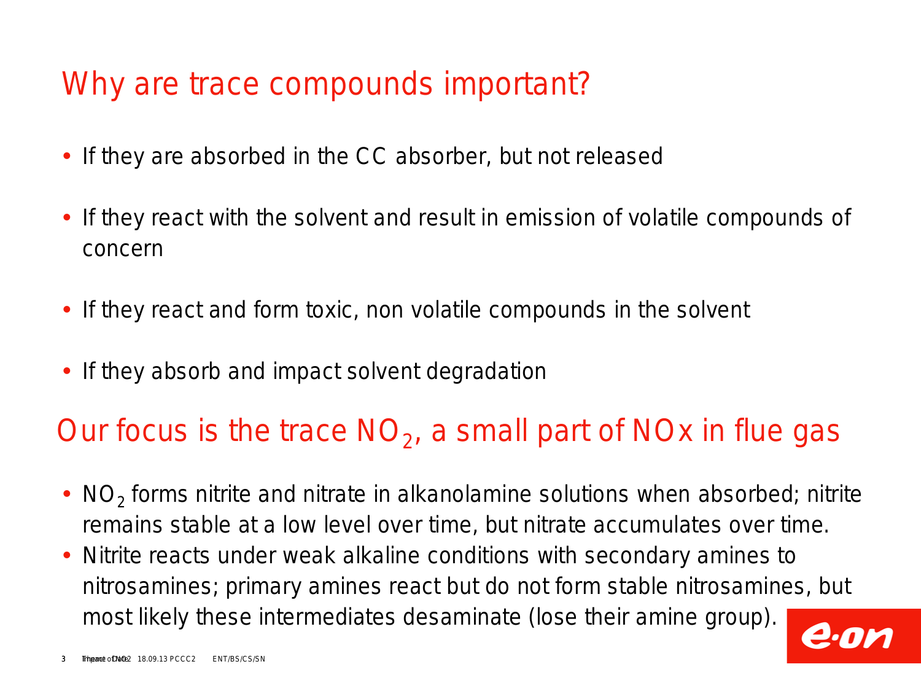# Why are trace compounds important?

- If they are absorbed in the CC absorber, but not released
- If they react with the solvent and result in emission of volatile compounds of concern
- If they react and form toxic, non volatile compounds in the solvent
- If they absorb and impact solvent degradation

# Our focus is the trace $NO_2$, a small part of NOx in flue gas

- $NO_2$ forms nitrite and nitrate in alkanolamine solutions when absorbed; nitrite remains stable at a low level over time, but nitrate accumulates over time.
- Nitrite reacts under weak alkaline conditions with secondary amines to nitrosamines; primary amines react but do not form stable nitrosamines, but most likely these intermediates desaminate (lose their amine group).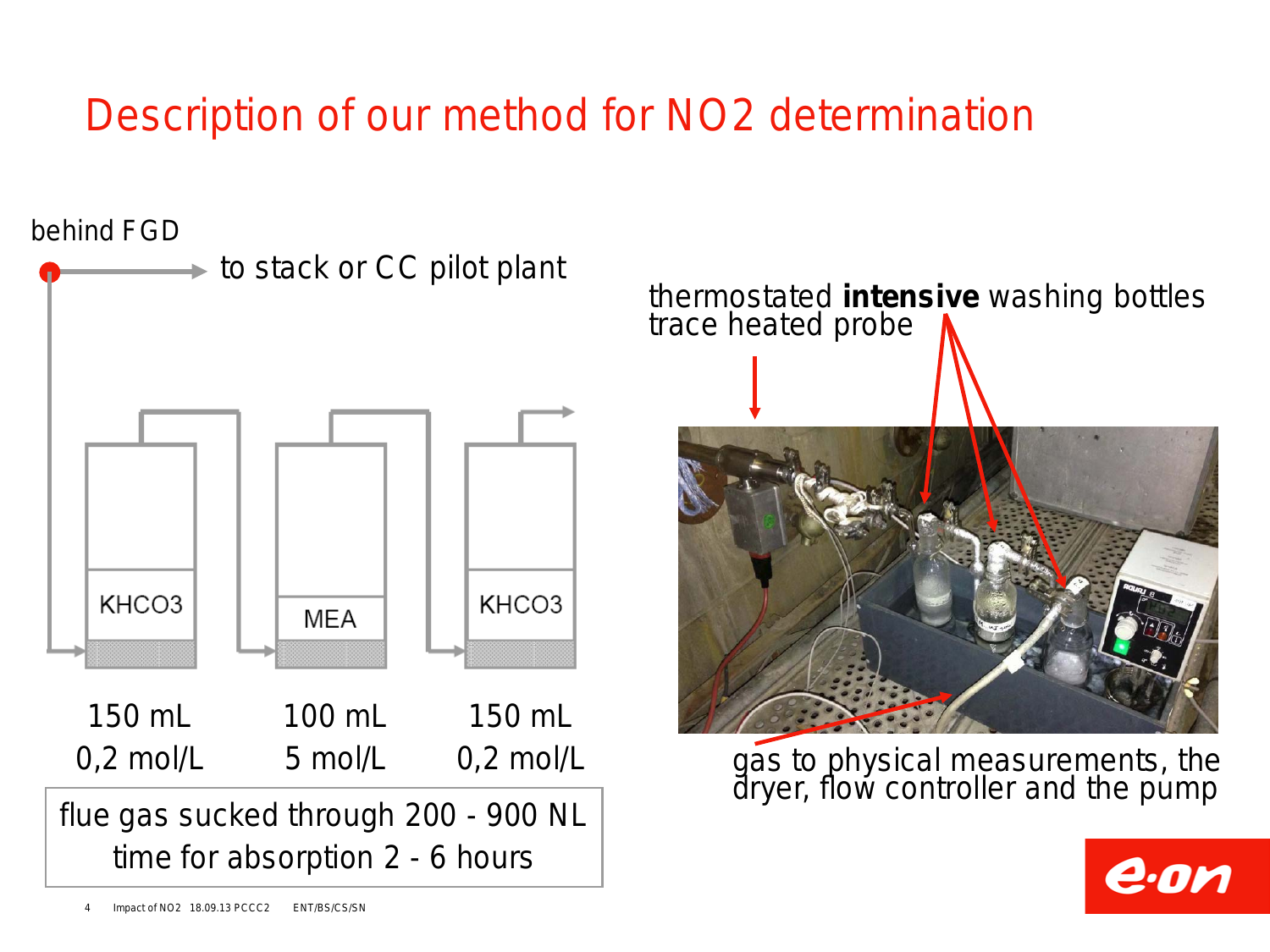# Description of our method for NO2 determination

behind FGD

to stack or CC pilot plant

| KHCO3 | MEA | KHCO3 |
|---|---|---|
| 150 mL | 100 mL | 150 mL |
| 0,2 mol/L | 5 mol/L | 0,2 mol/L |

flue gas sucked through 200 - 900 NL
time for absorption 2 - 6 hours

thermostated **intensive** washing bottles
trace heated probe

gas to physical measurements, the dryer, flow controller and the pump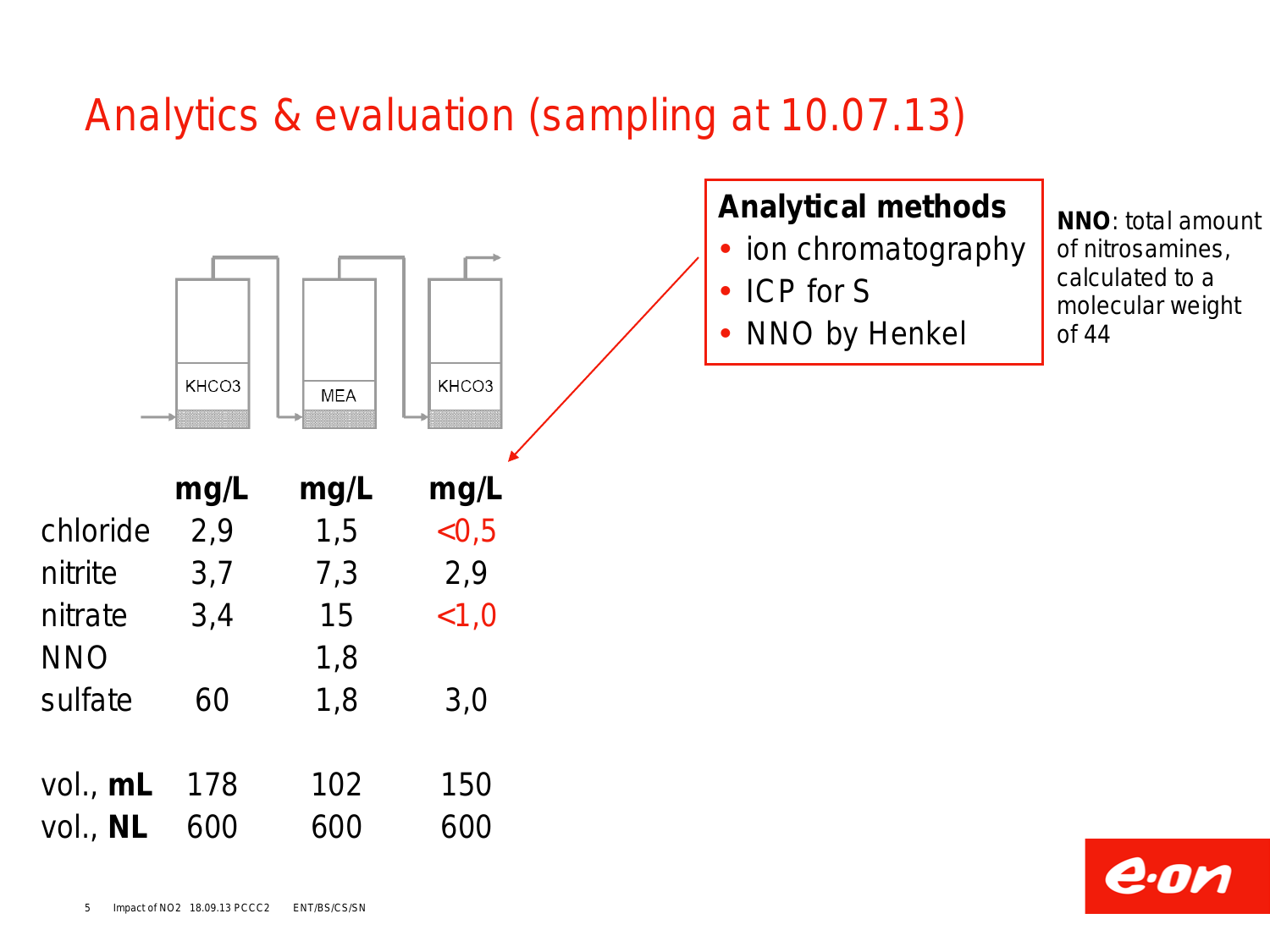# Analytics & evaluation (sampling at 10.07.13)

| | KHCO3 | MEA | KHCO3 |
|---|---|---|---|
| | **mg/L** | **mg/L** | **mg/L** |
| chloride | 2,9 | 1,5 | <0,5 |
| nitrite | 3,7 | 7,3 | 2,9 |
| nitrate | 3,4 | 15 | <1,0 |
| NNO | | 1,8 | |
| sulfate | 60 | 1,8 | 3,0 |
| | | | |
| vol., **mL** | 178 | 102 | 150 |
| vol., **NL** | 600 | 600 | 600 |

**Analytical methods**

- ion chromatography
- ICP for S
- NNO by Henkel

**NNO**: total amount of nitrosamines, calculated to a molecular weight of 44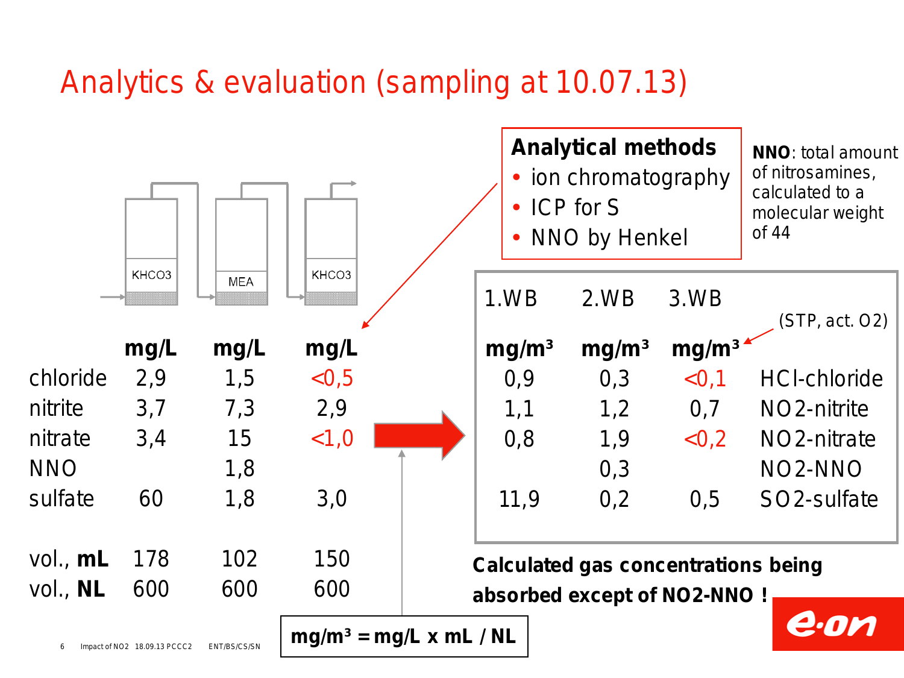# Analytics & evaluation (sampling at 10.07.13)

KHCO3 → MEA → KHCO3

| | mg/L | mg/L | mg/L |
|---|---|---|---|
| chloride | 2,9 | 1,5 | <0,5 |
| nitrite | 3,7 | 7,3 | 2,9 |
| nitrate | 3,4 | 15 | <1,0 |
| NNO | | 1,8 | |
| sulfate | 60 | 1,8 | 3,0 |
| | | | |
| vol., **mL** | 178 | 102 | 150 |
| vol., **NL** | 600 | 600 | 600 |

**Analytical methods**

- ion chromatography
- ICP for S
- NNO by Henkel

**NNO**: total amount of nitrosamines, calculated to a molecular weight of 44

| 1.WB | 2.WB | 3.WB | |
|---|---|---|---|
| **$mg/m^3$** | **$mg/m^3$** | **$mg/m^3$** | (STP, act. O2) |
| 0,9 | 0,3 | <0,1 | HCl-chloride |
| 1,1 | 1,2 | 0,7 | NO2-nitrite |
| 0,8 | 1,9 | <0,2 | NO2-nitrate |
| | 0,3 | | NO2-NNO |
| 11,9 | 0,2 | 0,5 | SO2-sulfate |

**Calculated gas concentrations being absorbed except of NO2-NNO !**

**$mg/m^3$ = mg/L x mL / NL**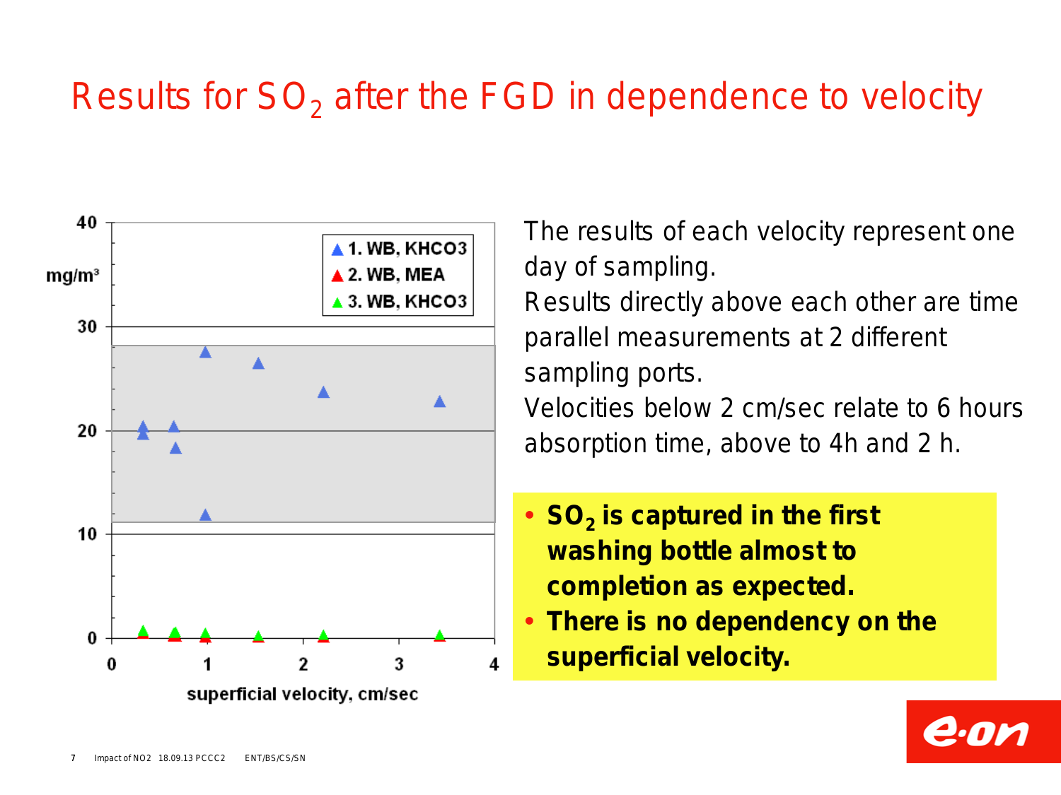# Results for $SO_2$ after the FGD in dependence to velocity

mg/m³

- 1. WB, KHCO3
- 2. WB, MEA
- 3. WB, KHCO3

superficial velocity, cm/sec

The results of each velocity represent one day of sampling.
Results directly above each other are time parallel measurements at 2 different sampling ports.
Velocities below 2 cm/sec relate to 6 hours absorption time, above to 4h and 2 h.

- **$SO_2$ is captured in the first washing bottle almost to completion as expected.**
- **There is no dependency on the superficial velocity.**

Impact of NO2 18.09.13 PCCC2 ENT/BS/CS/SN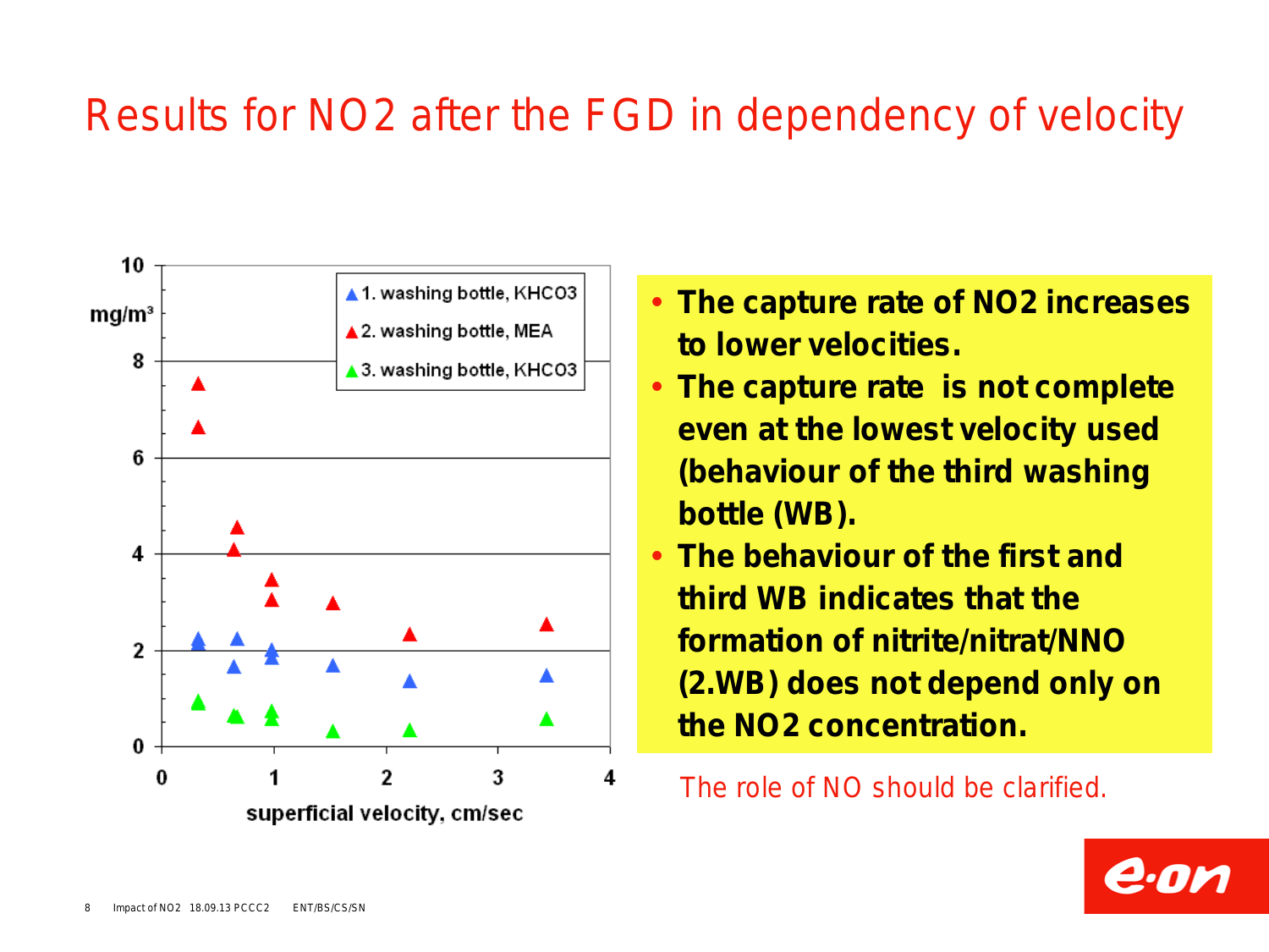# Results for $NO_2$ after the FGD in dependency of velocity

10
mg/m³
8
6
4
2
0

0 1 2 3 4

superficial velocity, cm/sec

- 1. washing bottle, $KHCO_3$
- 2. washing bottle, MEA
- 3. washing bottle, $KHCO_3$

- **The capture rate of $NO_2$ increases to lower velocities.**
- **The capture rate is not complete even at the lowest velocity used (behaviour of the third washing bottle (WB).**
- **The behaviour of the first and third WB indicates that the formation of nitrite/nitrat/NNO (2.WB) does not depend only on the $NO_2$ concentration.**

The role of NO should be clarified.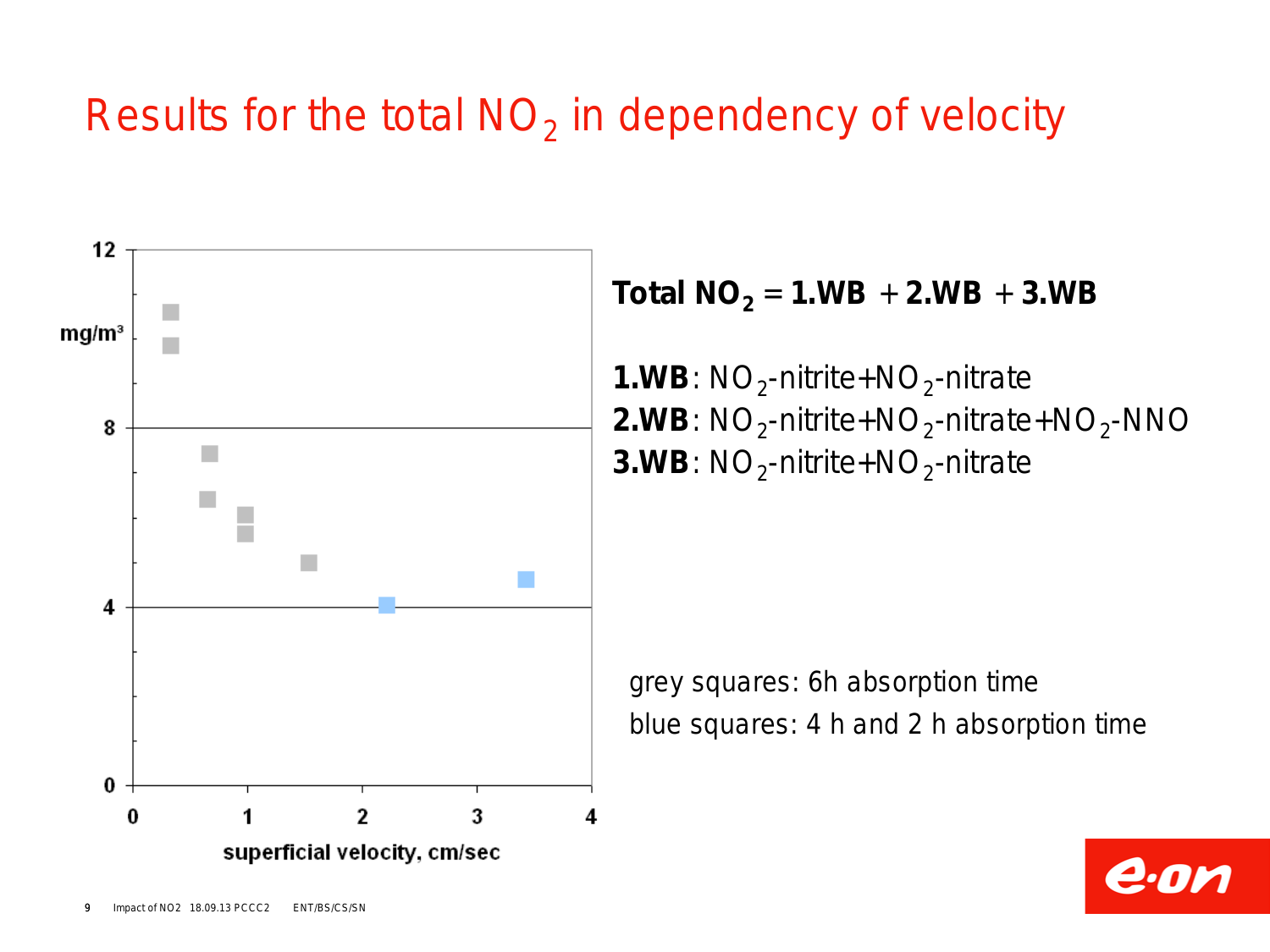# Results for the total $NO_2$ in dependency of velocity

**Total $NO_2$ = 1.WB + 2.WB + 3.WB**

**1.WB**: $NO_2$-nitrite+$NO_2$-nitrate
**2.WB**: $NO_2$-nitrite+$NO_2$-nitrate+$NO_2$-NNO
**3.WB**: $NO_2$-nitrite+$NO_2$-nitrate

grey squares: 6h absorption time
blue squares: 4 h and 2 h absorption time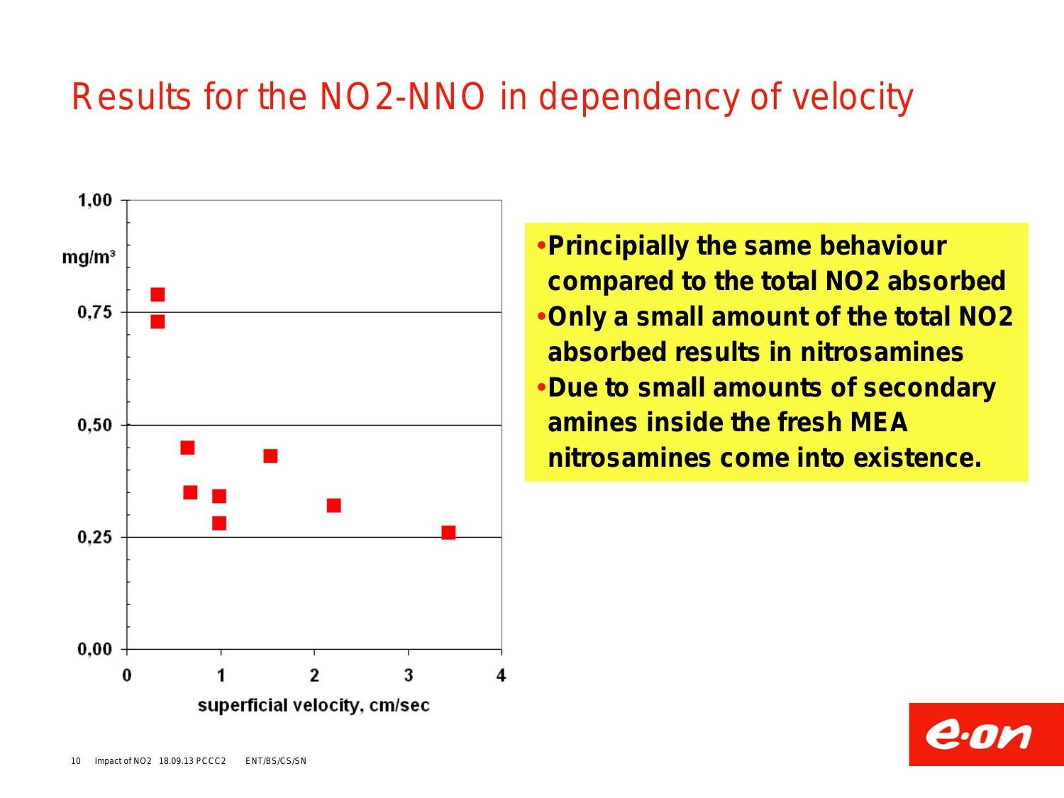# Results for the NO2-NNO in dependency of velocity

mg/m³

1,00

0,75

0,50

0,25

0,00

0 1 2 3 4

superficial velocity, cm/sec

- **Principially the same behaviour compared to the total NO2 absorbed**
- **Only a small amount of the total NO2 absorbed results in nitrosamines**
- **Due to small amounts of secondary amines inside the fresh MEA nitrosamines come into existence.**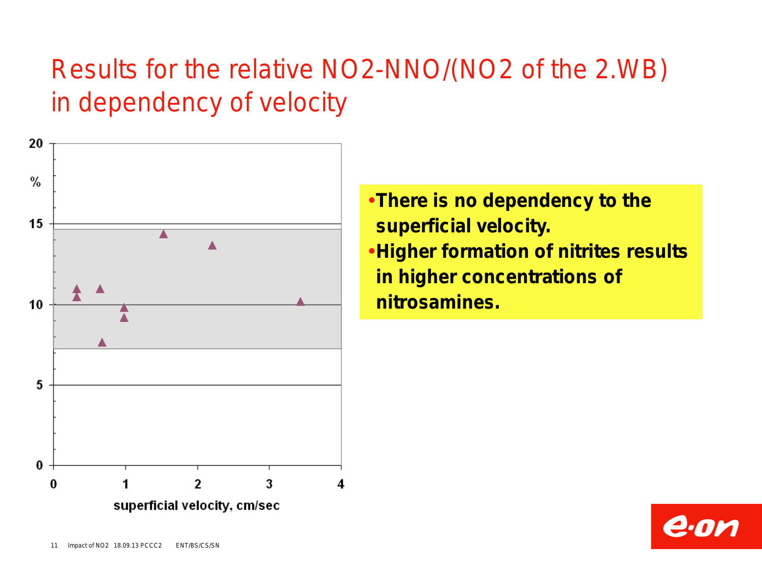# Results for the relative NO2-NNO/(NO2 of the 2.WB) in dependency of velocity

- There is no dependency to the superficial velocity.
- Higher formation of nitrites results in higher concentrations of nitrosamines.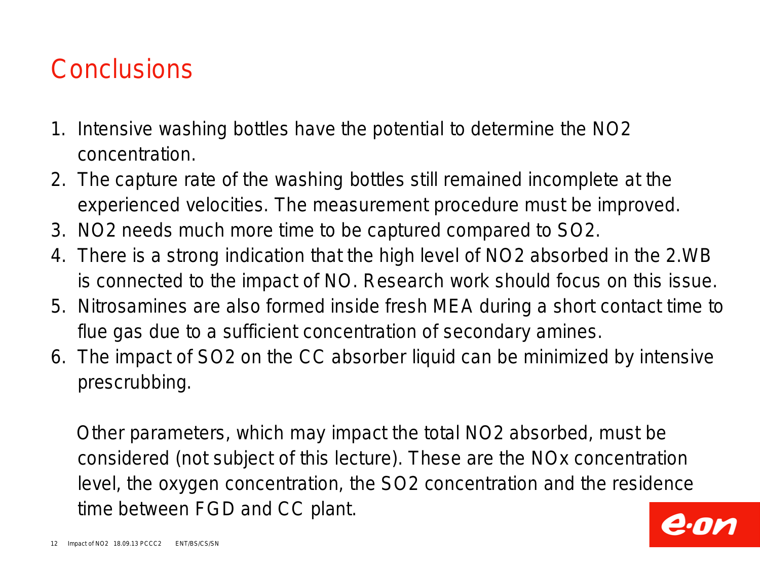# Conclusions

1. Intensive washing bottles have the potential to determine the $NO_2$ concentration.
2. The capture rate of the washing bottles still remained incomplete at the experienced velocities. The measurement procedure must be improved.
3. $NO_2$ needs much more time to be captured compared to $SO_2$.
4. There is a strong indication that the high level of $NO_2$ absorbed in the 2.WB is connected to the impact of NO. Research work should focus on this issue.
5. Nitrosamines are also formed inside fresh MEA during a short contact time to flue gas due to a sufficient concentration of secondary amines.
6. The impact of $SO_2$ on the CC absorber liquid can be minimized by intensive prescrubbing.

Other parameters, which may impact the total $NO_2$ absorbed, must be considered (not subject of this lecture). These are the $NO_x$ concentration level, the oxygen concentration, the $SO_2$ concentration and the residence time between FGD and CC plant.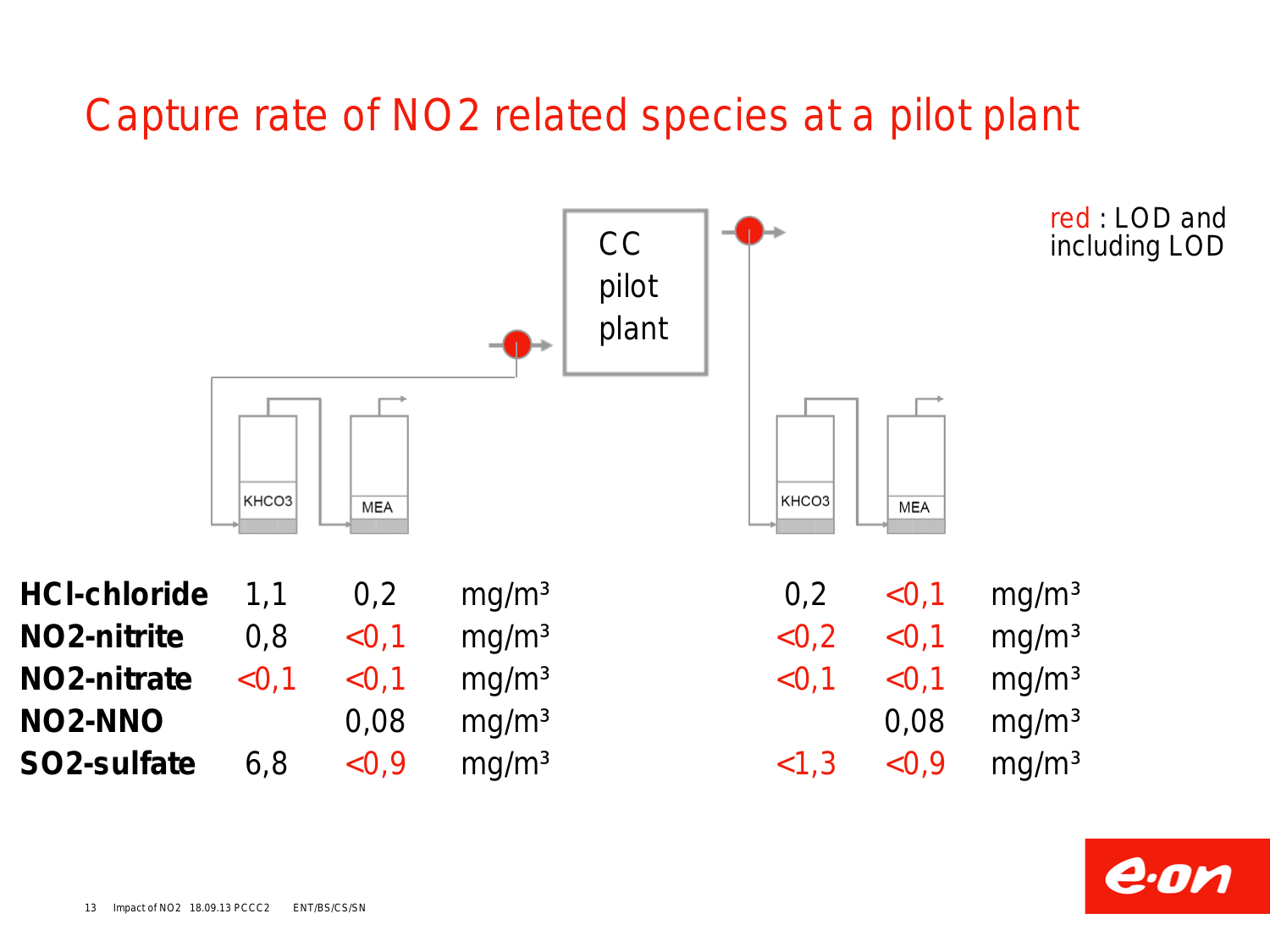# Capture rate of NO2 related species at a pilot plant

red : LOD and including LOD

CC pilot plant

| | KHCO3 (inlet) | MEA (inlet) | | KHCO3 (outlet) | MEA (outlet) | |
|---|---|---|---|---|---|---|
| **HCl-chloride** | 1,1 | 0,2 | mg/m³ | 0,2 | <0,1 | mg/m³ |
| **NO2-nitrite** | 0,8 | <0,1 | mg/m³ | <0,2 | <0,1 | mg/m³ |
| **NO2-nitrate** | <0,1 | <0,1 | mg/m³ | <0,1 | <0,1 | mg/m³ |
| **NO2-NNO** | | 0,08 | mg/m³ | | 0,08 | mg/m³ |
| **SO2-sulfate** | 6,8 | <0,9 | mg/m³ | <1,3 | <0,9 | mg/m³ |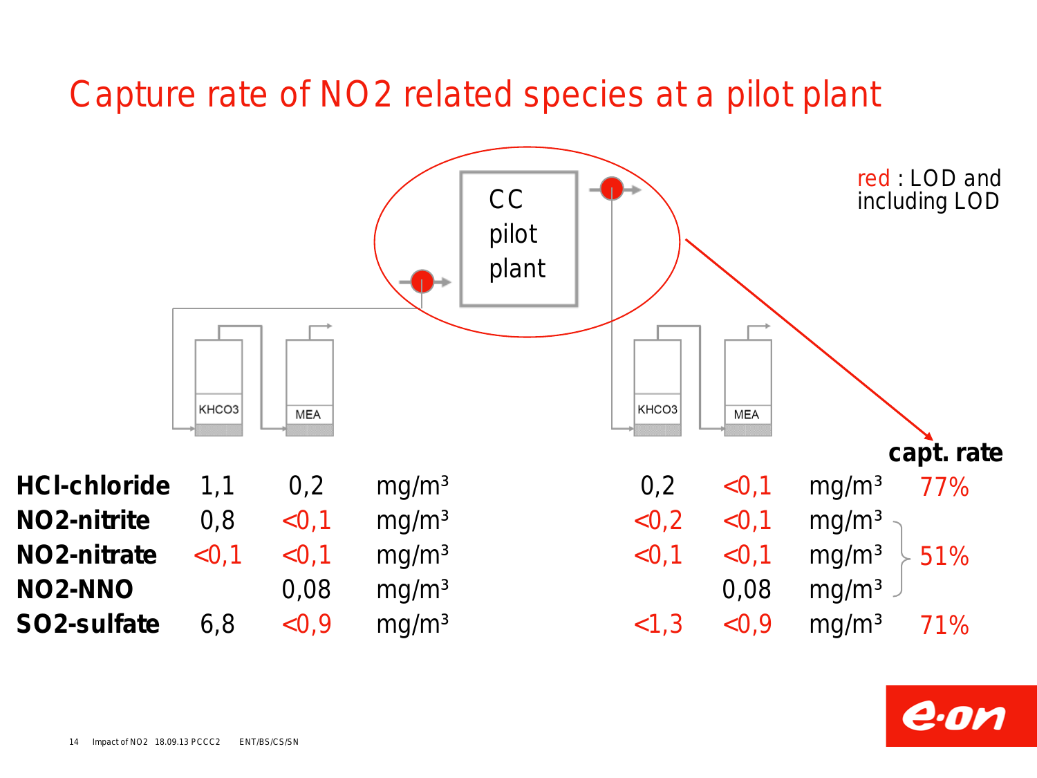# Capture rate of NO2 related species at a pilot plant

red : LOD and including LOD

CC pilot plant

| | KHCO3 | MEA | | KHCO3 | MEA | | capt. rate |
|---|---|---|---|---|---|---|---|
| **HCl-chloride** | 1,1 | 0,2 | mg/m³ | 0,2 | <0,1 | mg/m³ | 77% |
| **NO2-nitrite** | 0,8 | <0,1 | mg/m³ | <0,2 | <0,1 | mg/m³ | |
| **NO2-nitrate** | <0,1 | <0,1 | mg/m³ | <0,1 | <0,1 | mg/m³ | 51% |
| **NO2-NNO** | | 0,08 | mg/m³ | | 0,08 | mg/m³ | |
| **SO2-sulfate** | 6,8 | <0,9 | mg/m³ | <1,3 | <0,9 | mg/m³ | 71% |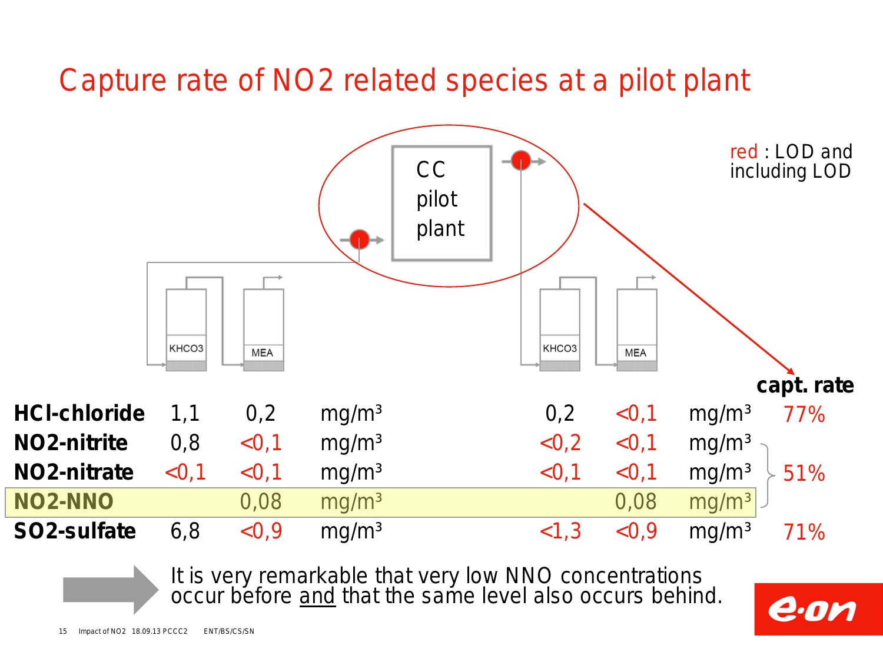# Capture rate of NO2 related species at a pilot plant

CC pilot plant

KHCO3 MEA KHCO3 MEA

red : LOD and including LOD

| | | | | | | | capt. rate |
|---|---|---|---|---|---|---|---|
| **HCl-chloride** | 1,1 | 0,2 | $mg/m^3$ | 0,2 | <0,1 | $mg/m^3$ | 77% |
| **NO2-nitrite** | 0,8 | <0,1 | $mg/m^3$ | <0,2 | <0,1 | $mg/m^3$ | 51% |
| **NO2-nitrate** | <0,1 | <0,1 | $mg/m^3$ | <0,1 | <0,1 | $mg/m^3$ | |
| **NO2-NNO** | | 0,08 | $mg/m^3$ | | 0,08 | $mg/m^3$ | |
| **SO2-sulfate** | 6,8 | <0,9 | $mg/m^3$ | <1,3 | <0,9 | $mg/m^3$ | 71% |

It is very remarkable that very low NNO concentrations occur before and that the same level also occurs behind.